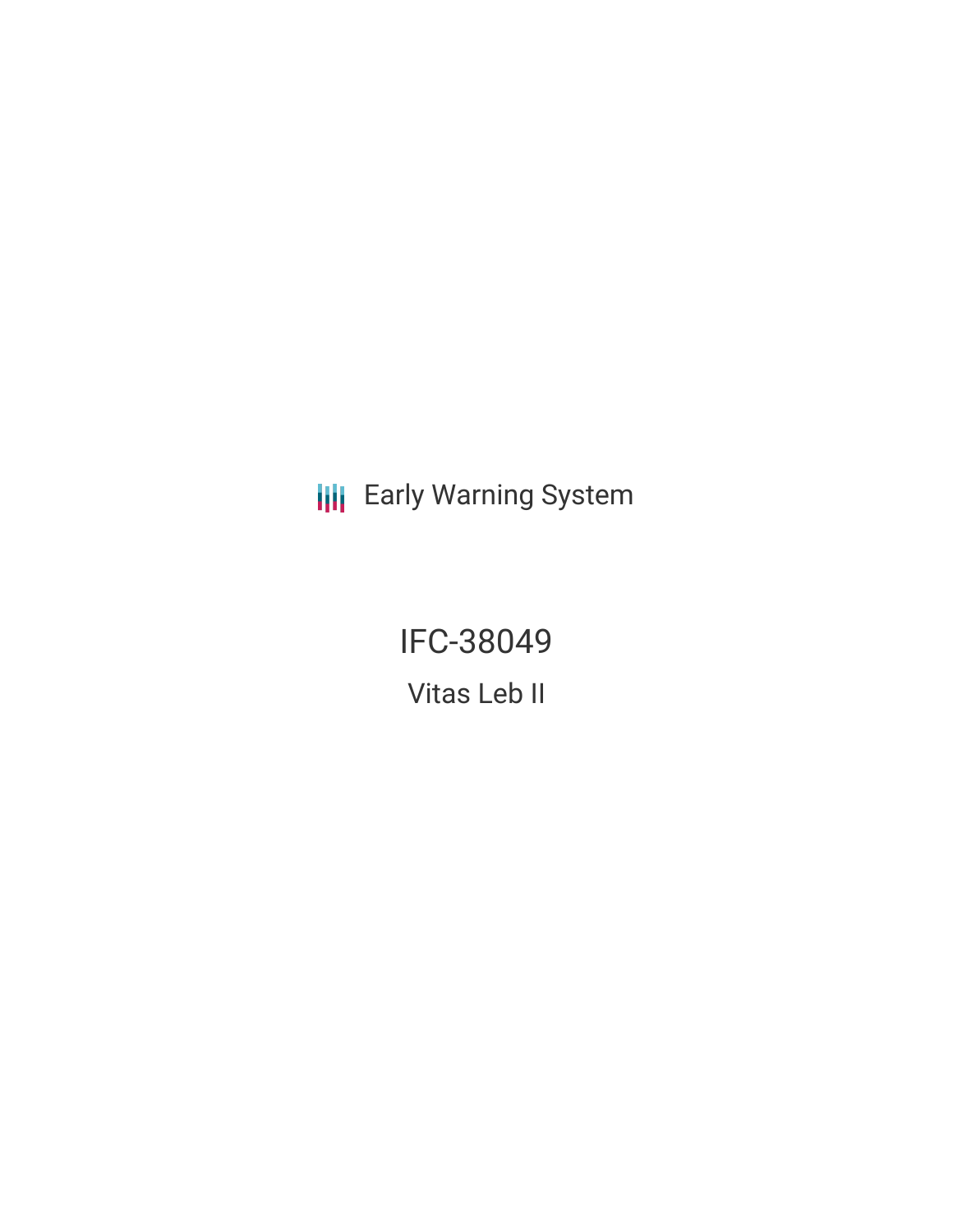Early Warning System

# IFC-38049

## Vitas Leb II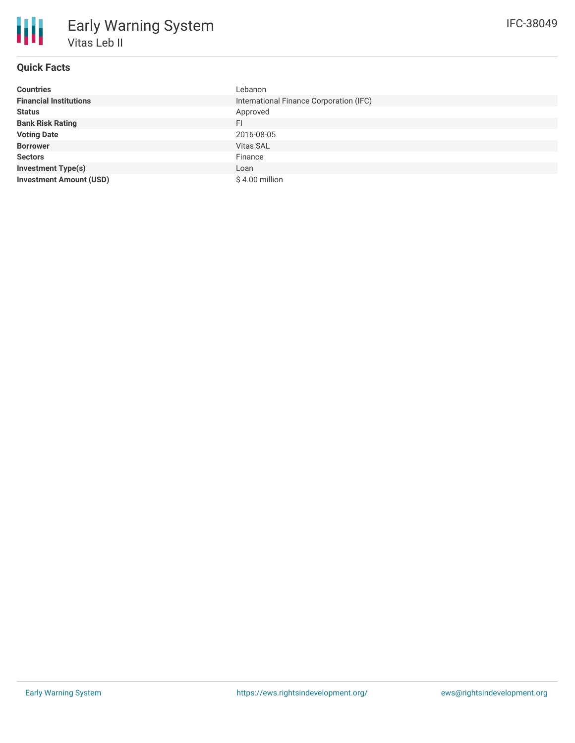# Early Warning System

## Vitas Leb II

IFC-38049

### Quick Facts

| | |
|---|---|
| **Countries** | Lebanon |
| **Financial Institutions** | International Finance Corporation (IFC) |
| **Status** | Approved |
| **Bank Risk Rating** | FI |
| **Voting Date** | 2016-08-05 |
| **Borrower** | Vitas SAL |
| **Sectors** | Finance |
| **Investment Type(s)** | Loan |
| **Investment Amount (USD)** | $ 4.00 million |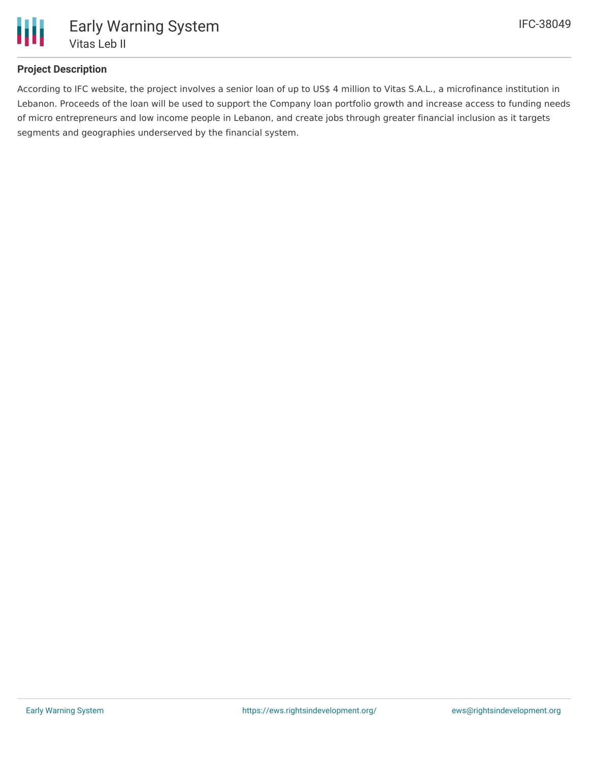### Project Description

According to IFC website, the project involves a senior loan of up to US$ 4 million to Vitas S.A.L., a microfinance institution in Lebanon. Proceeds of the loan will be used to support the Company loan portfolio growth and increase access to funding needs of micro entrepreneurs and low income people in Lebanon, and create jobs through greater financial inclusion as it targets segments and geographies underserved by the financial system.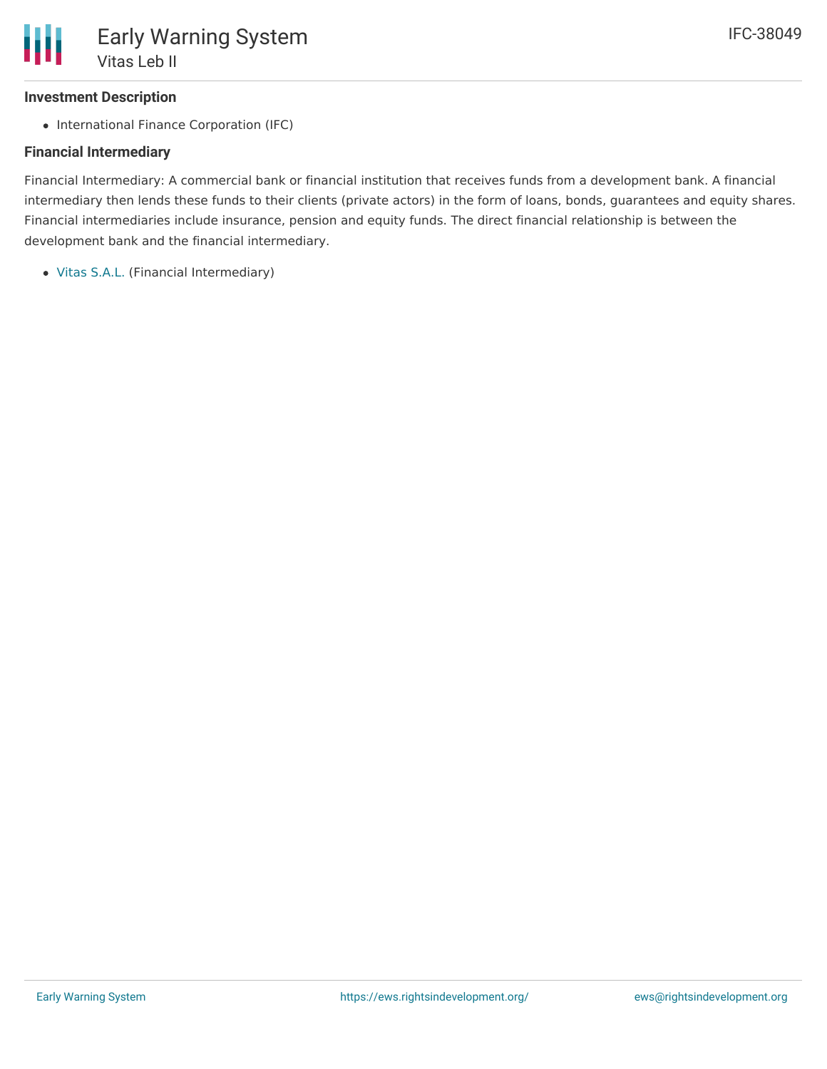### Investment Description

- International Finance Corporation (IFC)

### Financial Intermediary

Financial Intermediary: A commercial bank or financial institution that receives funds from a development bank. A financial intermediary then lends these funds to their clients (private actors) in the form of loans, bonds, guarantees and equity shares. Financial intermediaries include insurance, pension and equity funds. The direct financial relationship is between the development bank and the financial intermediary.

- Vitas S.A.L. (Financial Intermediary)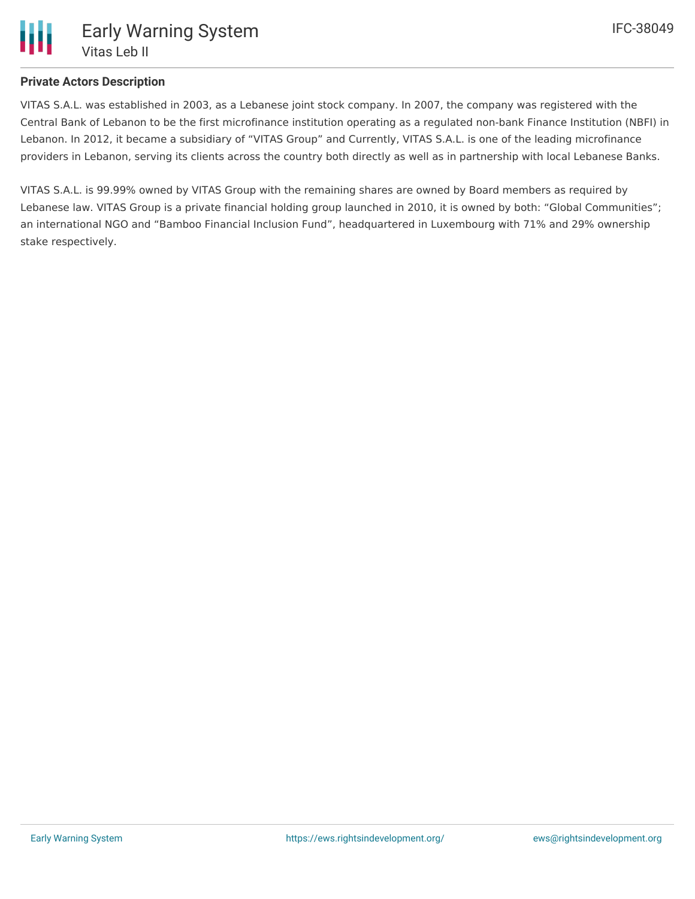## Private Actors Description

VITAS S.A.L. was established in 2003, as a Lebanese joint stock company. In 2007, the company was registered with the Central Bank of Lebanon to be the first microfinance institution operating as a regulated non-bank Finance Institution (NBFI) in Lebanon. In 2012, it became a subsidiary of “VITAS Group” and Currently, VITAS S.A.L. is one of the leading microfinance providers in Lebanon, serving its clients across the country both directly as well as in partnership with local Lebanese Banks.

VITAS S.A.L. is 99.99% owned by VITAS Group with the remaining shares are owned by Board members as required by Lebanese law. VITAS Group is a private financial holding group launched in 2010, it is owned by both: “Global Communities”; an international NGO and “Bamboo Financial Inclusion Fund”, headquartered in Luxembourg with 71% and 29% ownership stake respectively.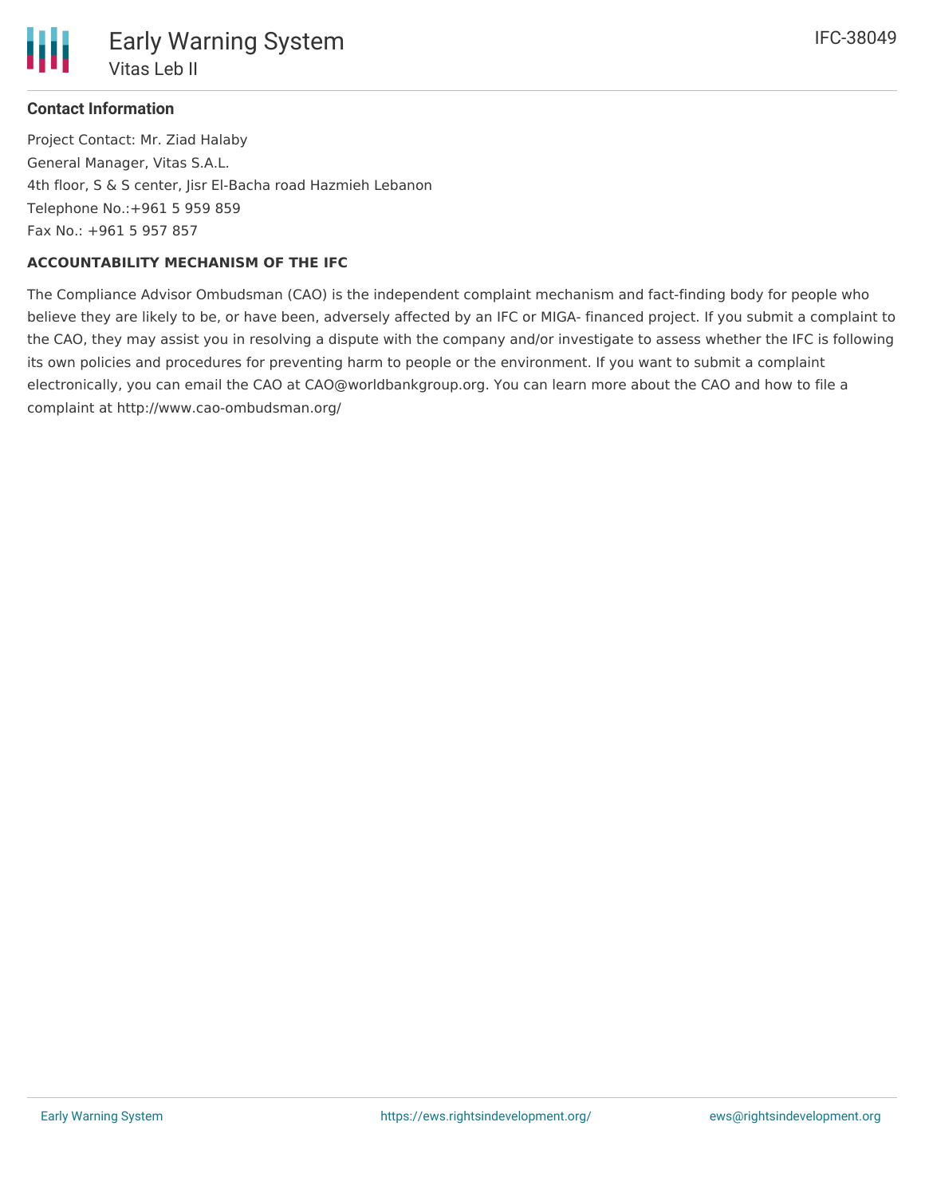### Contact Information

Project Contact: Mr. Ziad Halaby
General Manager, Vitas S.A.L.
4th floor, S & S center, Jisr El-Bacha road Hazmieh Lebanon
Telephone No.:+961 5 959 859
Fax No.: +961 5 957 857

#### ACCOUNTABILITY MECHANISM OF THE IFC

The Compliance Advisor Ombudsman (CAO) is the independent complaint mechanism and fact-finding body for people who believe they are likely to be, or have been, adversely affected by an IFC or MIGA- financed project. If you submit a complaint to the CAO, they may assist you in resolving a dispute with the company and/or investigate to assess whether the IFC is following its own policies and procedures for preventing harm to people or the environment. If you want to submit a complaint electronically, you can email the CAO at CAO@worldbankgroup.org. You can learn more about the CAO and how to file a complaint at http://www.cao-ombudsman.org/